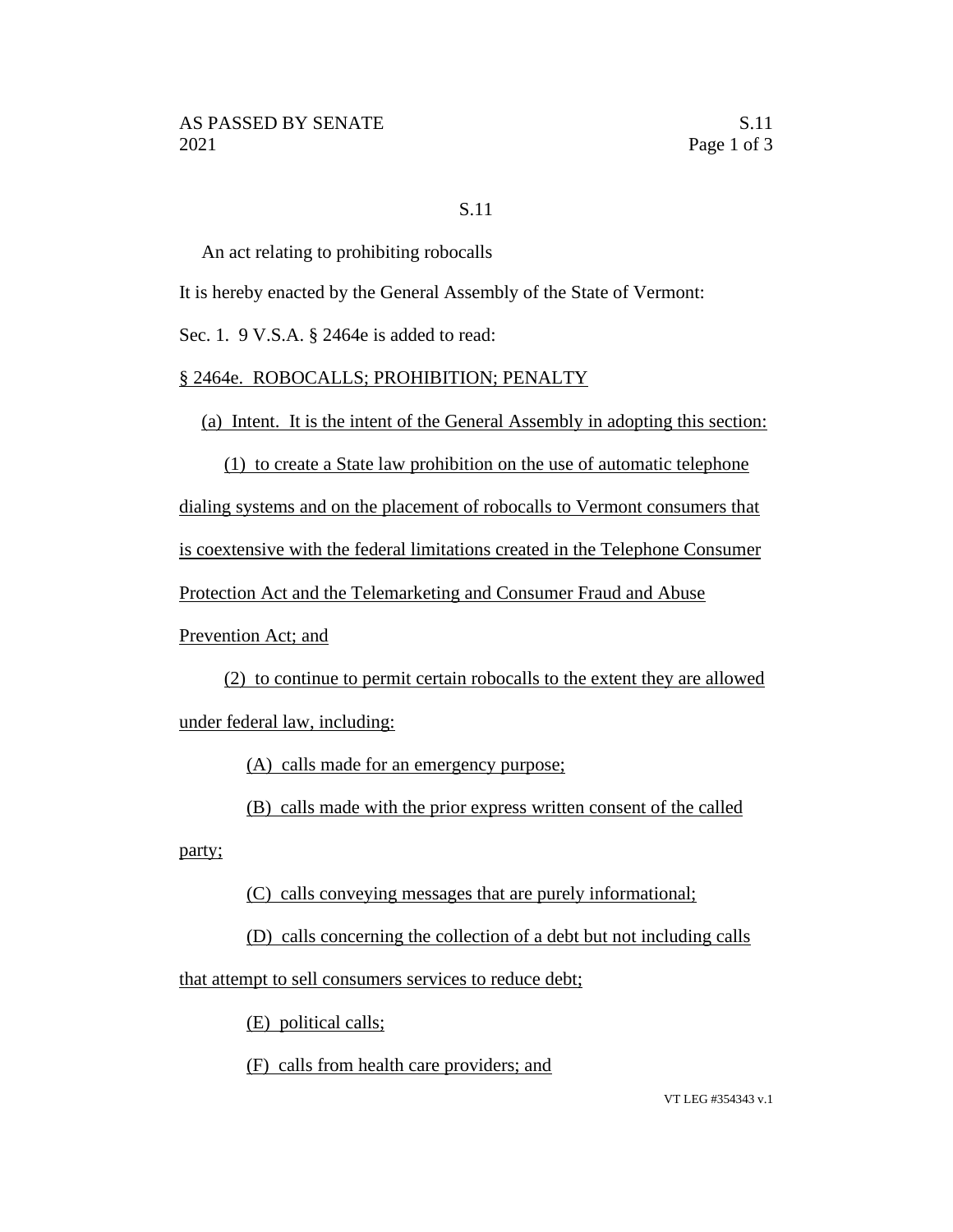S.11

An act relating to prohibiting robocalls

It is hereby enacted by the General Assembly of the State of Vermont:

Sec. 1. 9 V.S.A. § 2464e is added to read:

§ 2464e. ROBOCALLS; PROHIBITION; PENALTY

(a) Intent. It is the intent of the General Assembly in adopting this section:

(1) to create a State law prohibition on the use of automatic telephone dialing systems and on the placement of robocalls to Vermont consumers that is coextensive with the federal limitations created in the Telephone Consumer Protection Act and the Telemarketing and Consumer Fraud and Abuse Prevention Act; and

(2) to continue to permit certain robocalls to the extent they are allowed under federal law, including:

(A) calls made for an emergency purpose;

(B) calls made with the prior express written consent of the called party;

(C) calls conveying messages that are purely informational;

(D) calls concerning the collection of a debt but not including calls that attempt to sell consumers services to reduce debt;

(E) political calls;

(F) calls from health care providers; and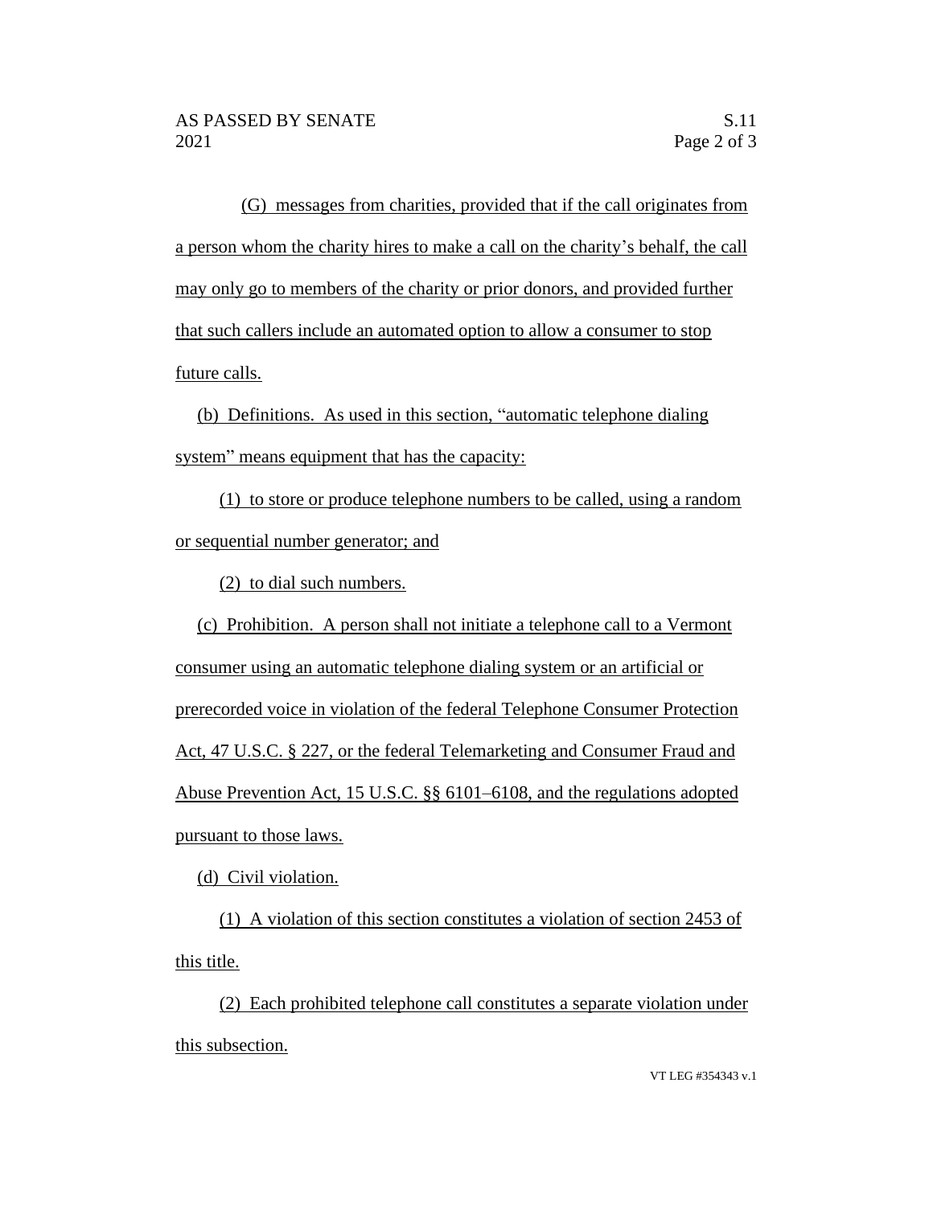(G) messages from charities, provided that if the call originates from a person whom the charity hires to make a call on the charity's behalf, the call may only go to members of the charity or prior donors, and provided further that such callers include an automated option to allow a consumer to stop future calls.

(b) Definitions. As used in this section, "automatic telephone dialing system" means equipment that has the capacity:

(1) to store or produce telephone numbers to be called, using a random or sequential number generator; and

(2) to dial such numbers.

(c) Prohibition. A person shall not initiate a telephone call to a Vermont consumer using an automatic telephone dialing system or an artificial or prerecorded voice in violation of the federal Telephone Consumer Protection Act, 47 U.S.C. § 227, or the federal Telemarketing and Consumer Fraud and Abuse Prevention Act, 15 U.S.C. §§ 6101–6108, and the regulations adopted pursuant to those laws.

(d) Civil violation.

(1) A violation of this section constitutes a violation of section 2453 of this title.

(2) Each prohibited telephone call constitutes a separate violation under this subsection.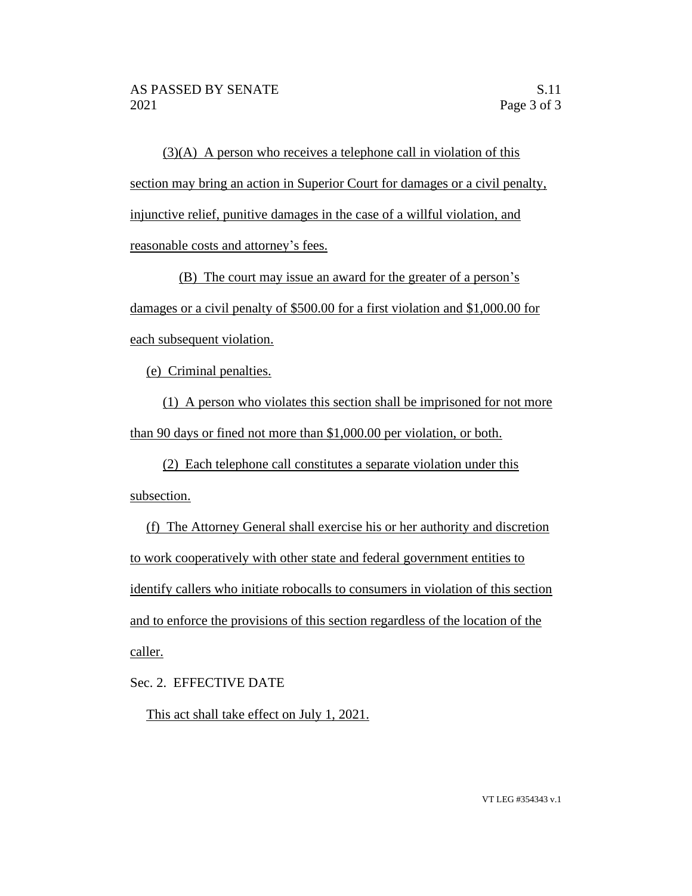(3)(A) A person who receives a telephone call in violation of this section may bring an action in Superior Court for damages or a civil penalty, injunctive relief, punitive damages in the case of a willful violation, and reasonable costs and attorney's fees.

(B) The court may issue an award for the greater of a person's damages or a civil penalty of $500.00 for a first violation and $1,000.00 for each subsequent violation.

(e) Criminal penalties.

(1) A person who violates this section shall be imprisoned for not more than 90 days or fined not more than $1,000.00 per violation, or both.

(2) Each telephone call constitutes a separate violation under this subsection.

(f) The Attorney General shall exercise his or her authority and discretion to work cooperatively with other state and federal government entities to identify callers who initiate robocalls to consumers in violation of this section and to enforce the provisions of this section regardless of the location of the caller.

Sec. 2. EFFECTIVE DATE

This act shall take effect on July 1, 2021.